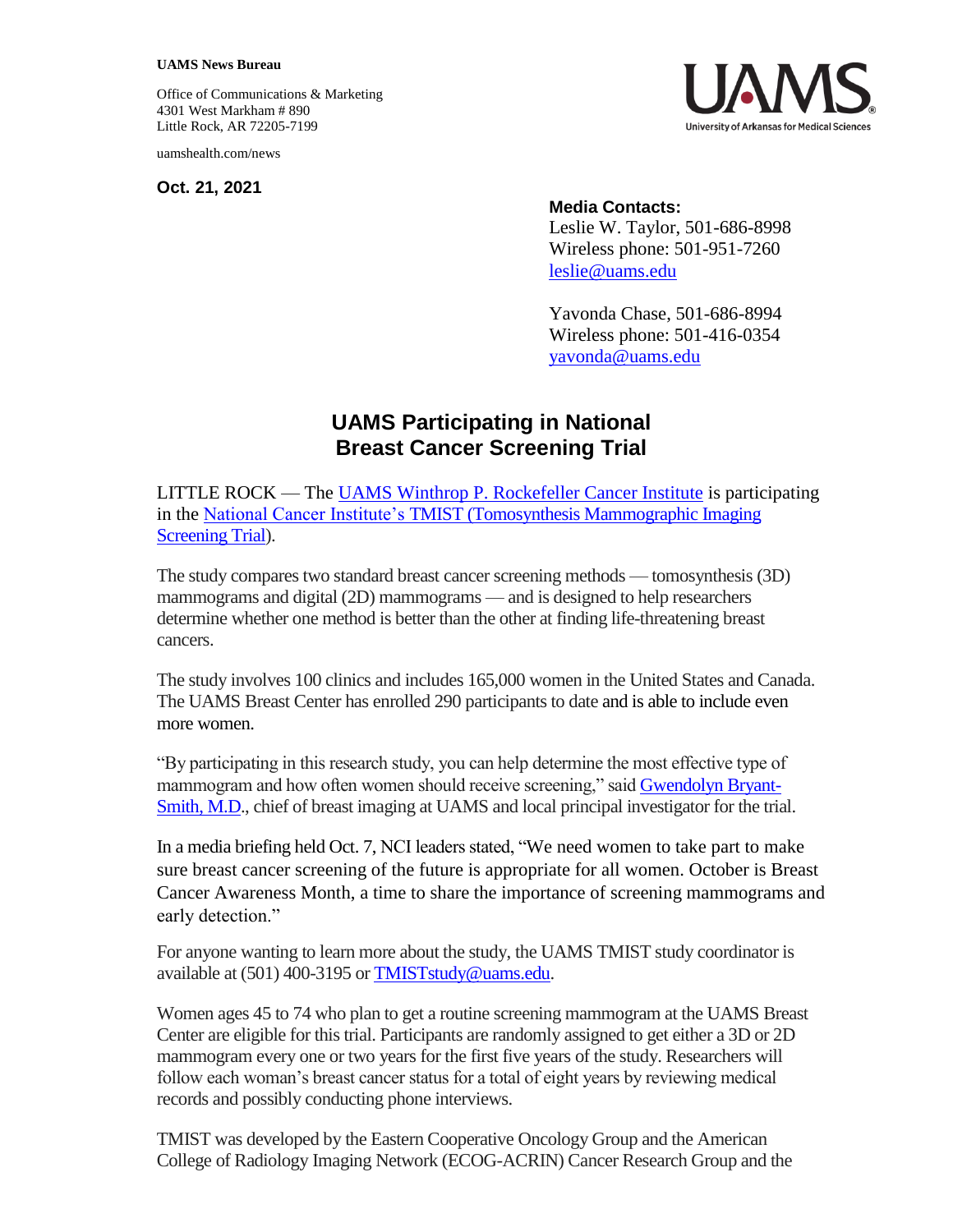**UAMS News Bureau**

Office of Communications & Marketing
4301 West Markham # 890
Little Rock, AR 72205-7199

uamshealth.com/news

**Oct. 21, 2021**

**Media Contacts:**
Leslie W. Taylor, 501-686-8998
Wireless phone: 501-951-7260
leslie@uams.edu

Yavonda Chase, 501-686-8994
Wireless phone: 501-416-0354
yavonda@uams.edu

# UAMS Participating in National Breast Cancer Screening Trial

LITTLE ROCK — The UAMS Winthrop P. Rockefeller Cancer Institute is participating in the National Cancer Institute's TMIST (Tomosynthesis Mammographic Imaging Screening Trial).

The study compares two standard breast cancer screening methods — tomosynthesis (3D) mammograms and digital (2D) mammograms — and is designed to help researchers determine whether one method is better than the other at finding life-threatening breast cancers.

The study involves 100 clinics and includes 165,000 women in the United States and Canada. The UAMS Breast Center has enrolled 290 participants to date and is able to include even more women.

"By participating in this research study, you can help determine the most effective type of mammogram and how often women should receive screening," said Gwendolyn Bryant-Smith, M.D., chief of breast imaging at UAMS and local principal investigator for the trial.

In a media briefing held Oct. 7, NCI leaders stated, "We need women to take part to make sure breast cancer screening of the future is appropriate for all women. October is Breast Cancer Awareness Month, a time to share the importance of screening mammograms and early detection."

For anyone wanting to learn more about the study, the UAMS TMIST study coordinator is available at (501) 400-3195 or TMISTstudy@uams.edu.

Women ages 45 to 74 who plan to get a routine screening mammogram at the UAMS Breast Center are eligible for this trial. Participants are randomly assigned to get either a 3D or 2D mammogram every one or two years for the first five years of the study. Researchers will follow each woman's breast cancer status for a total of eight years by reviewing medical records and possibly conducting phone interviews.

TMIST was developed by the Eastern Cooperative Oncology Group and the American College of Radiology Imaging Network (ECOG-ACRIN) Cancer Research Group and the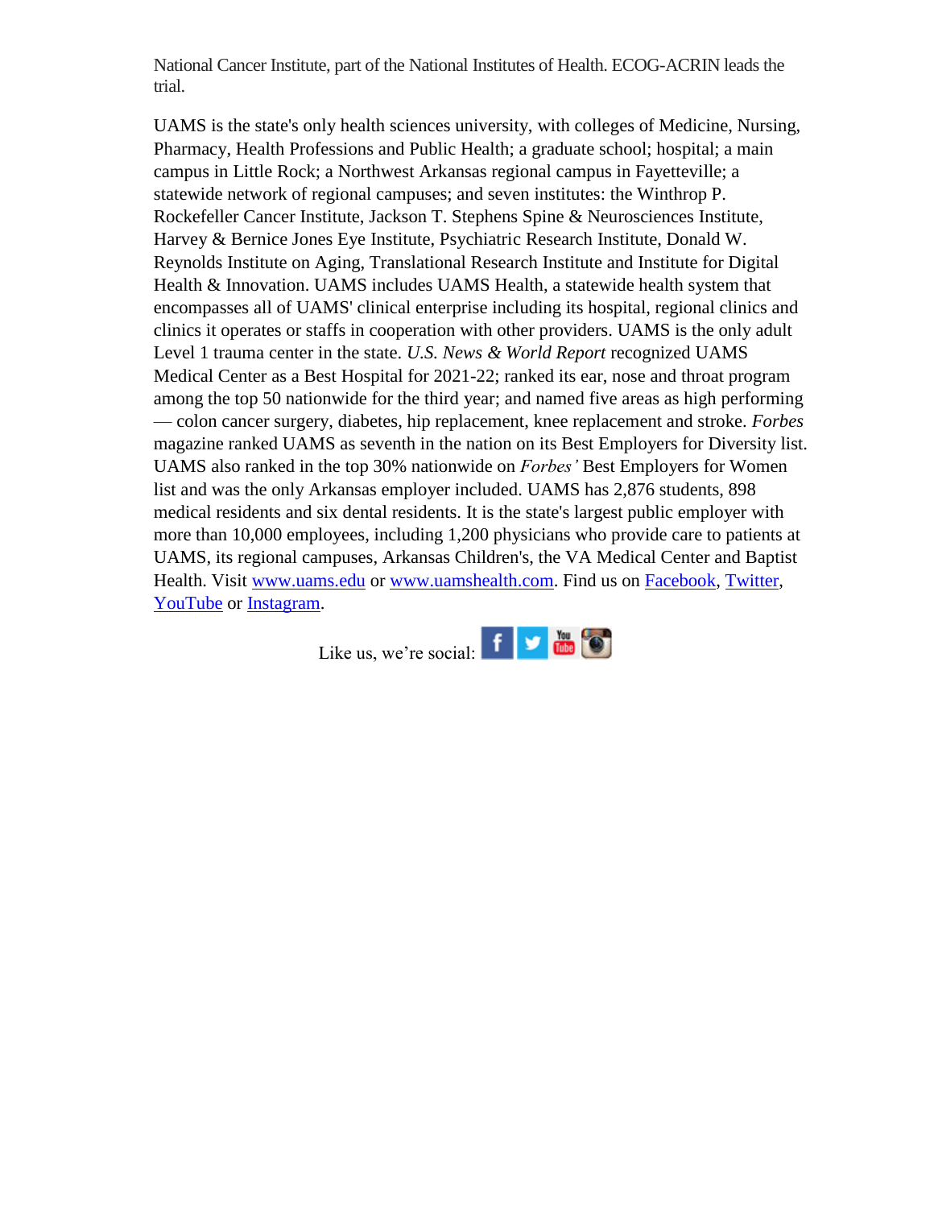National Cancer Institute, part of the National Institutes of Health. ECOG-ACRIN leads the trial.

UAMS is the state's only health sciences university, with colleges of Medicine, Nursing, Pharmacy, Health Professions and Public Health; a graduate school; hospital; a main campus in Little Rock; a Northwest Arkansas regional campus in Fayetteville; a statewide network of regional campuses; and seven institutes: the Winthrop P. Rockefeller Cancer Institute, Jackson T. Stephens Spine & Neurosciences Institute, Harvey & Bernice Jones Eye Institute, Psychiatric Research Institute, Donald W. Reynolds Institute on Aging, Translational Research Institute and Institute for Digital Health & Innovation. UAMS includes UAMS Health, a statewide health system that encompasses all of UAMS' clinical enterprise including its hospital, regional clinics and clinics it operates or staffs in cooperation with other providers. UAMS is the only adult Level 1 trauma center in the state. *U.S. News & World Report* recognized UAMS Medical Center as a Best Hospital for 2021-22; ranked its ear, nose and throat program among the top 50 nationwide for the third year; and named five areas as high performing — colon cancer surgery, diabetes, hip replacement, knee replacement and stroke. *Forbes* magazine ranked UAMS as seventh in the nation on its Best Employers for Diversity list. UAMS also ranked in the top 30% nationwide on *Forbes'* Best Employers for Women list and was the only Arkansas employer included. UAMS has 2,876 students, 898 medical residents and six dental residents. It is the state's largest public employer with more than 10,000 employees, including 1,200 physicians who provide care to patients at UAMS, its regional campuses, Arkansas Children's, the VA Medical Center and Baptist Health. Visit [www.uams.edu](www.uams.edu) or [www.uamshealth.com](www.uamshealth.com). Find us on [Facebook](), [Twitter](), [YouTube]() or [Instagram]().

Like us, we're social: